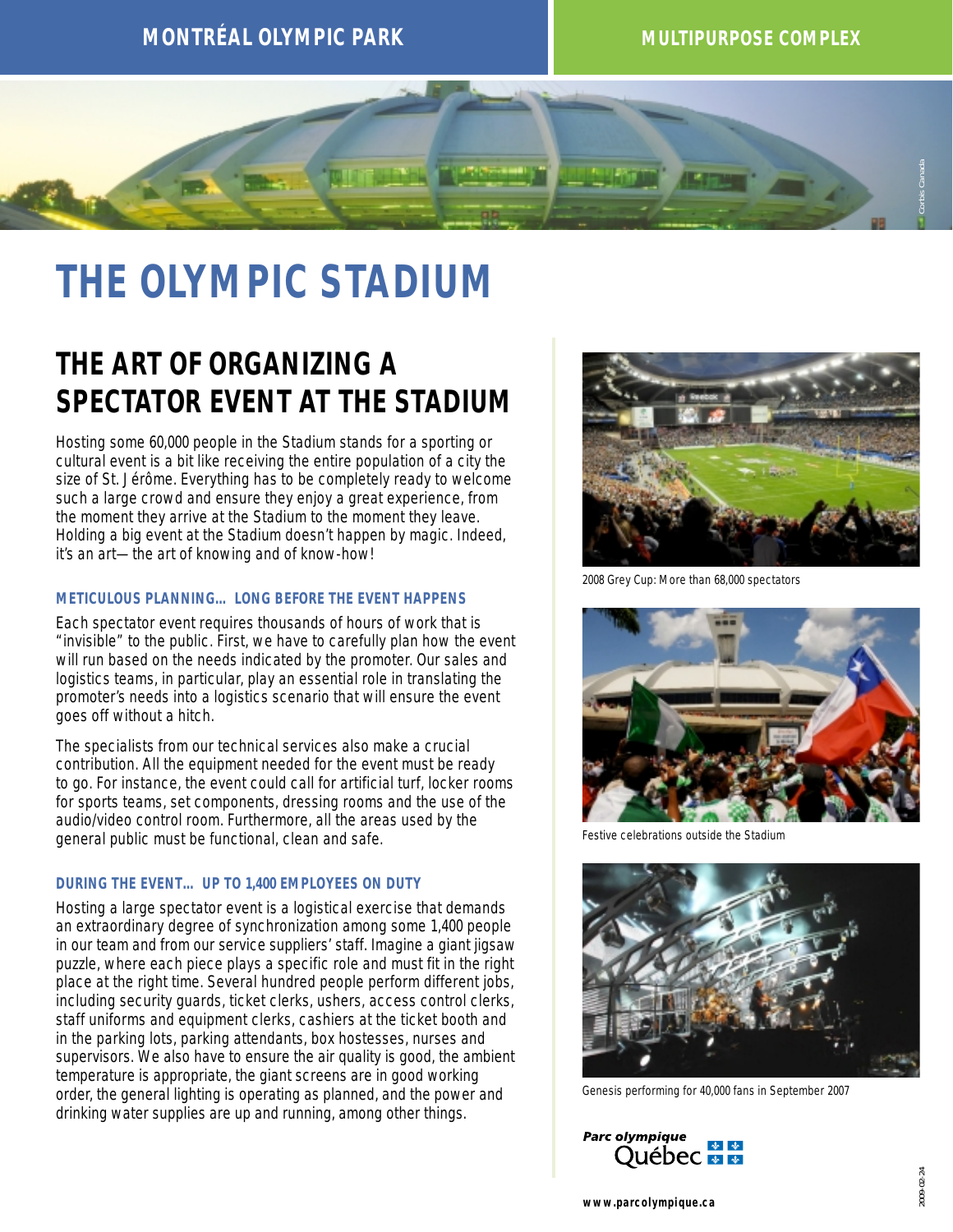MONTRÉAL OLYMPIC PARK

MULTIPURPOSE COMPLEX

# THE OLYMPIC STADIUM

## THE ART OF ORGANIZING A SPECTATOR EVENT AT THE STADIUM

Hosting some 60,000 people in the Stadium stands for a sporting or cultural event is a bit like receiving the entire population of a city the size of St. Jérôme. Everything has to be completely ready to welcome such a large crowd and ensure they enjoy a great experience, from the moment they arrive at the Stadium to the moment they leave. Holding a big event at the Stadium doesn't happen by magic. Indeed, it's an art—the art of knowing and of know-how!

### METICULOUS PLANNING… LONG BEFORE THE EVENT HAPPENS

Each spectator event requires thousands of hours of work that is "invisible" to the public. First, we have to carefully plan how the event will run based on the needs indicated by the promoter. Our sales and logistics teams, in particular, play an essential role in translating the promoter's needs into a logistics scenario that will ensure the event goes off without a hitch.

The specialists from our technical services also make a crucial contribution. All the equipment needed for the event must be ready to go. For instance, the event could call for artificial turf, locker rooms for sports teams, set components, dressing rooms and the use of the audio/video control room. Furthermore, all the areas used by the general public must be functional, clean and safe.

### DURING THE EVENT… UP TO 1,400 EMPLOYEES ON DUTY

Hosting a large spectator event is a logistical exercise that demands an extraordinary degree of synchronization among some 1,400 people in our team and from our service suppliers' staff. Imagine a giant jigsaw puzzle, where each piece plays a specific role and must fit in the right place at the right time. Several hundred people perform different jobs, including security guards, ticket clerks, ushers, access control clerks, staff uniforms and equipment clerks, cashiers at the ticket booth and in the parking lots, parking attendants, box hostesses, nurses and supervisors. We also have to ensure the air quality is good, the ambient temperature is appropriate, the giant screens are in good working order, the general lighting is operating as planned, and the power and drinking water supplies are up and running, among other things.

2008 Grey Cup: More than 68,000 spectators

Festive celebrations outside the Stadium

Genesis performing for 40,000 fans in September 2007

Parc olympique
Québec

www.parcolympique.ca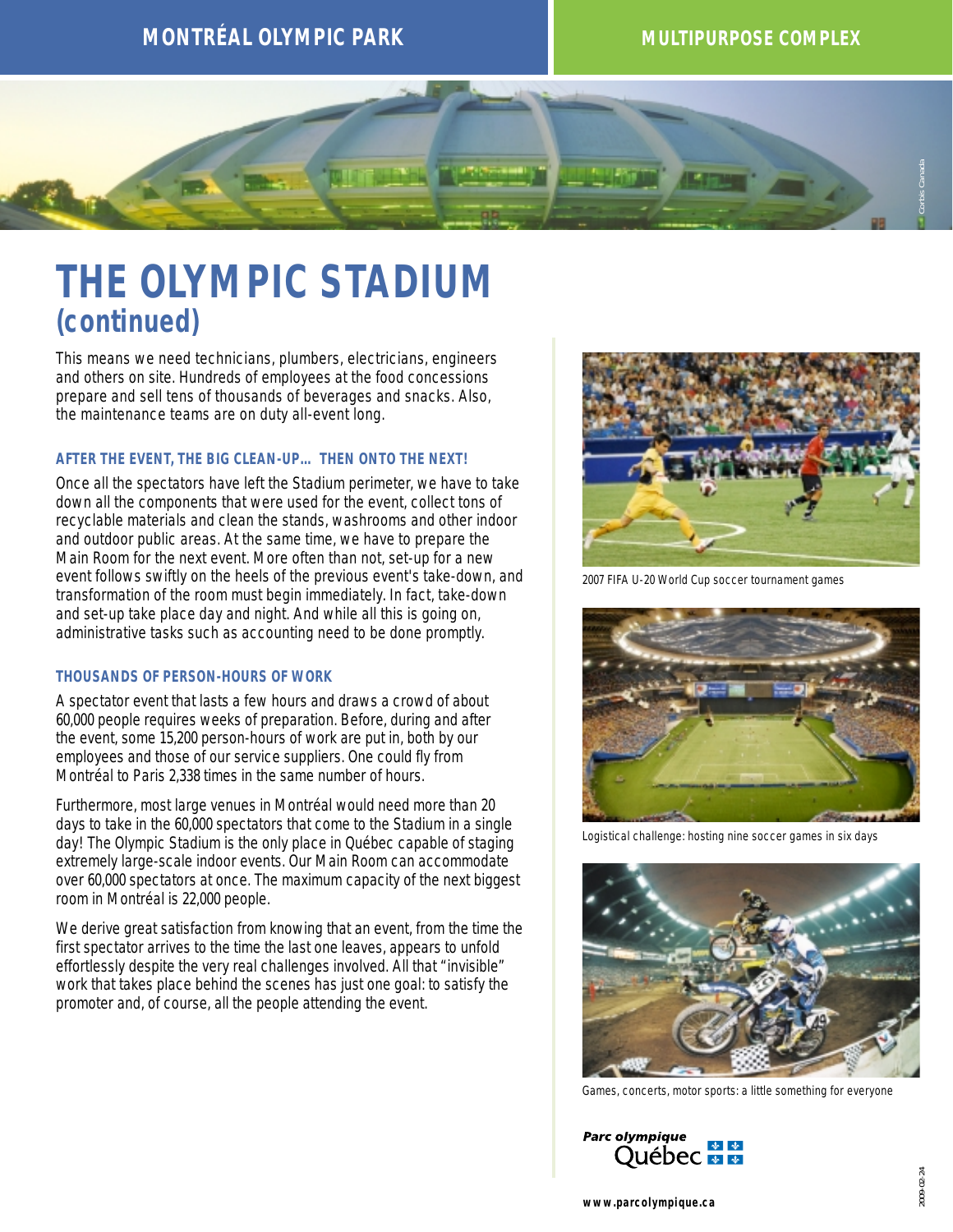# THE OLYMPIC STADIUM (continued)

This means we need technicians, plumbers, electricians, engineers and others on site. Hundreds of employees at the food concessions prepare and sell tens of thousands of beverages and snacks. Also, the maintenance teams are on duty all-event long.

### AFTER THE EVENT, THE BIG CLEAN-UP… THEN ONTO THE NEXT!

Once all the spectators have left the Stadium perimeter, we have to take down all the components that were used for the event, collect tons of recyclable materials and clean the stands, washrooms and other indoor and outdoor public areas. At the same time, we have to prepare the Main Room for the next event. More often than not, set-up for a new event follows swiftly on the heels of the previous event's take-down, and transformation of the room must begin immediately. In fact, take-down and set-up take place day and night. And while all this is going on, administrative tasks such as accounting need to be done promptly.

### THOUSANDS OF PERSON-HOURS OF WORK

A spectator event that lasts a few hours and draws a crowd of about 60,000 people requires weeks of preparation. Before, during and after the event, some 15,200 person-hours of work are put in, both by our employees and those of our service suppliers. One could fly from Montréal to Paris 2,338 times in the same number of hours.

Furthermore, most large venues in Montréal would need more than 20 days to take in the 60,000 spectators that come to the Stadium in a single day! The Olympic Stadium is the only place in Québec capable of staging extremely large-scale indoor events. Our Main Room can accommodate over 60,000 spectators at once. The maximum capacity of the next biggest room in Montréal is 22,000 people.

We derive great satisfaction from knowing that an event, from the time the first spectator arrives to the time the last one leaves, appears to unfold effortlessly despite the very real challenges involved. All that "invisible" work that takes place behind the scenes has just one goal: to satisfy the promoter and, of course, all the people attending the event.

2007 FIFA U-20 World Cup soccer tournament games

Logistical challenge: hosting nine soccer games in six days

Games, concerts, motor sports: a little something for everyone

Parc olympique Québec

www.parcolympique.ca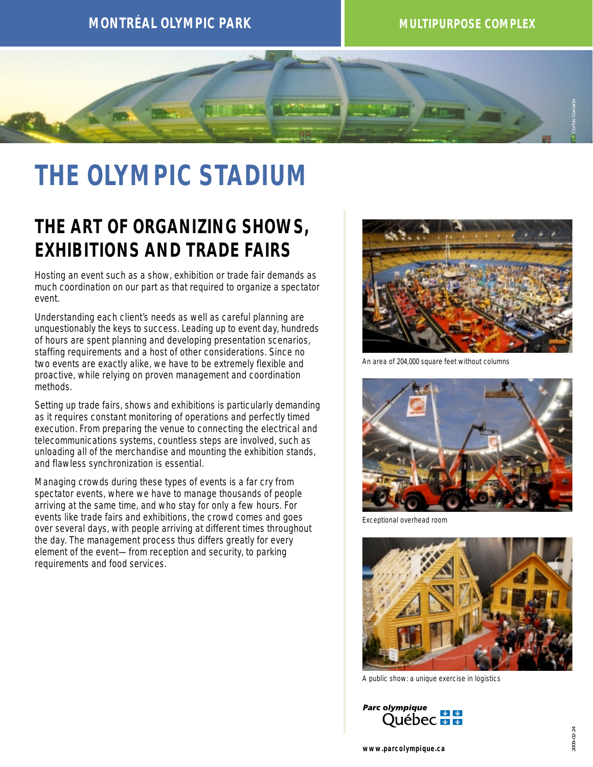# THE OLYMPIC STADIUM

## THE ART OF ORGANIZING SHOWS, EXHIBITIONS AND TRADE FAIRS

Hosting an event such as a show, exhibition or trade fair demands as much coordination on our part as that required to organize a spectator event.

Understanding each client's needs as well as careful planning are unquestionably the keys to success. Leading up to event day, hundreds of hours are spent planning and developing presentation scenarios, staffing requirements and a host of other considerations. Since no two events are exactly alike, we have to be extremely flexible and proactive, while relying on proven management and coordination methods.

Setting up trade fairs, shows and exhibitions is particularly demanding as it requires constant monitoring of operations and perfectly timed execution. From preparing the venue to connecting the electrical and telecommunications systems, countless steps are involved, such as unloading all of the merchandise and mounting the exhibition stands, and flawless synchronization is essential.

Managing crowds during these types of events is a far cry from spectator events, where we have to manage thousands of people arriving at the same time, and who stay for only a few hours. For events like trade fairs and exhibitions, the crowd comes and goes over several days, with people arriving at different times throughout the day. The management process thus differs greatly for every element of the event—from reception and security, to parking requirements and food services.

An area of 204,000 square feet without columns

Exceptional overhead room

A public show: a unique exercise in logistics

Parc olympique Québec

www.parcolympique.ca